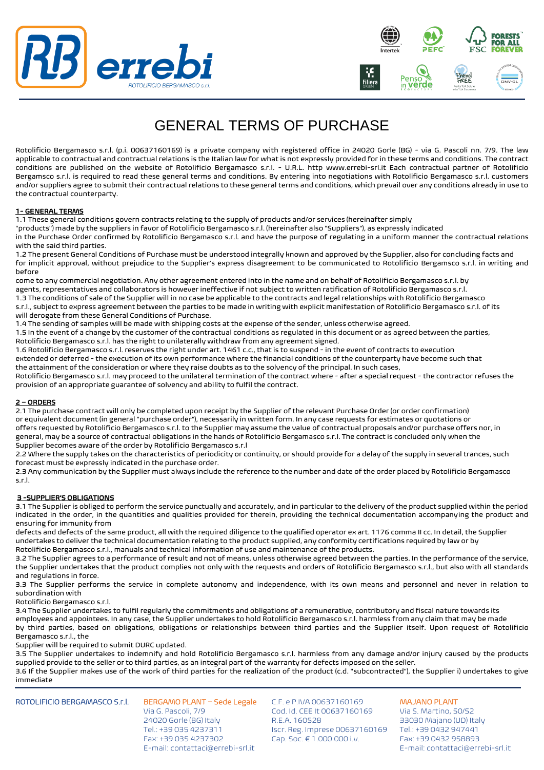# GENERAL TERMS OF PURCHASE

Rotolificio Bergamasco s.r.l. (p.i. 00637160169) is a private company with registered office in 24020 Gorle (BG) - via G. Pascoli nn. 7/9. The law applicable to contractual and contractual relations is the Italian law for what is not expressly provided for in these terms and conditions. The contract conditions are published on the website of Rotolificio Bergamasco s.r.l. - U.R.L. http www.errebi-srl.it Each contractual partner of Rotolificio Bergamsco s.r.l. is required to read these general terms and conditions. By entering into negotiations with Rotolificio Bergamasco s.r.l. customers and/or suppliers agree to submit their contractual relations to these general terms and conditions, which prevail over any conditions already in use to the contractual counterparty.

## 1- GENERAL TERMS

1.1 These general conditions govern contracts relating to the supply of products and/or services (hereinafter simply "products") made by the suppliers in favor of Rotolificio Bergamasco s.r.l. (hereinafter also "Suppliers"), as expressly indicated in the Purchase Order confirmed by Rotolificio Bergamasco s.r.l. and have the purpose of regulating in a uniform manner the contractual relations with the said third parties.

1.2 The present General Conditions of Purchase must be understood integrally known and approved by the Supplier, also for concluding facts and for implicit approval, without prejudice to the Supplier's express disagreement to be communicated to Rotolificio Bergamsco s.r.l. in writing and before come to any commercial negotiation. Any other agreement entered into in the name and on behalf of Rotolificio Bergamasco s.r.l. by agents, representatives and collaborators is however ineffective if not subject to written ratification of Rotolificio Bergamasco s.r.l.

1.3 The conditions of sale of the Supplier will in no case be applicable to the contracts and legal relationships with Rotolificio Bergamasco s.r.l., subject to express agreement between the parties to be made in writing with explicit manifestation of Rotolificio Bergamasco s.r.l. of its will derogate from these General Conditions of Purchase.

1.4 The sending of samples will be made with shipping costs at the expense of the sender, unless otherwise agreed.

1.5 In the event of a change by the customer of the contractual conditions as regulated in this document or as agreed between the parties, Rotolificio Bergamasco s.r.l. has the right to unilaterally withdraw from any agreement signed.

1.6 Rotolificio Bergamasco s.r.l. reserves the right under art. 1461 c.c., that is to suspend - in the event of contracts to execution extended or deferred - the execution of its own performance where the financial conditions of the counterparty have become such that the attainment of the consideration or where they raise doubts as to the solvency of the principal. In such cases, Rotolificio Bergamasco s.r.l. may proceed to the unilateral termination of the contract where - after a special request - the contractor refuses the provision of an appropriate guarantee of solvency and ability to fulfil the contract.

## 2 – ORDERS

2.1 The purchase contract will only be completed upon receipt by the Supplier of the relevant Purchase Order (or order confirmation) or equivalent document (in general "purchase order"), necessarily in written form. In any case requests for estimates or quotations or offers requested by Rotolificio Bergamasco s.r.l. to the Supplier may assume the value of contractual proposals and/or purchase offers nor, in general, may be a source of contractual obligations in the hands of Rotolificio Bergamasco s.r.l. The contract is concluded only when the Supplier becomes aware of the order by Rotolificio Bergamasco s.r.l

2.2 Where the supply takes on the characteristics of periodicity or continuity, or should provide for a delay of the supply in several trances, such forecast must be expressly indicated in the purchase order.

2.3 Any communication by the Supplier must always include the reference to the number and date of the order placed by Rotolificio Bergamasco s.r.l.

## 3 -SUPPLIER'S OBLIGATIONS

3.1 The Supplier is obliged to perform the service punctually and accurately, and in particular to the delivery of the product supplied within the period indicated in the order, in the quantities and qualities provided for therein, providing the technical documentation accompanying the product and ensuring for immunity from defects and defects of the same product, all with the required diligence to the qualified operator ex art. 1176 comma II cc. In detail, the Supplier undertakes to deliver the technical documentation relating to the product supplied, any conformity certifications required by law or by Rotolificio Bergamasco s.r.l., manuals and technical information of use and maintenance of the products.

3.2 The Supplier agrees to a performance of result and not of means, unless otherwise agreed between the parties. In the performance of the service, the Supplier undertakes that the product complies not only with the requests and orders of Rotolificio Bergamasco s.r.l., but also with all standards and regulations in force.

3.3 The Supplier performs the service in complete autonomy and independence, with its own means and personnel and never in relation to subordination with Rotolificio Bergamasco s.r.l.

3.4 The Supplier undertakes to fulfil regularly the commitments and obligations of a remunerative, contributory and fiscal nature towards its employees and appointees. In any case, the Supplier undertakes to hold Rotolificio Bergamasco s.r.l. harmless from any claim that may be made by third parties, based on obligations, obligations or relationships between third parties and the Supplier itself. Upon request of Rotolificio Bergamasco s.r.l., the Supplier will be required to submit DURC updated.

3.5 The Supplier undertakes to indemnify and hold Rotolificio Bergamasco s.r.l. harmless from any damage and/or injury caused by the products supplied provide to the seller or to third parties, as an integral part of the warranty for defects imposed on the seller.

3.6 If the Supplier makes use of the work of third parties for the realization of the product (c.d. "subcontracted"), the Supplier i) undertakes to give immediate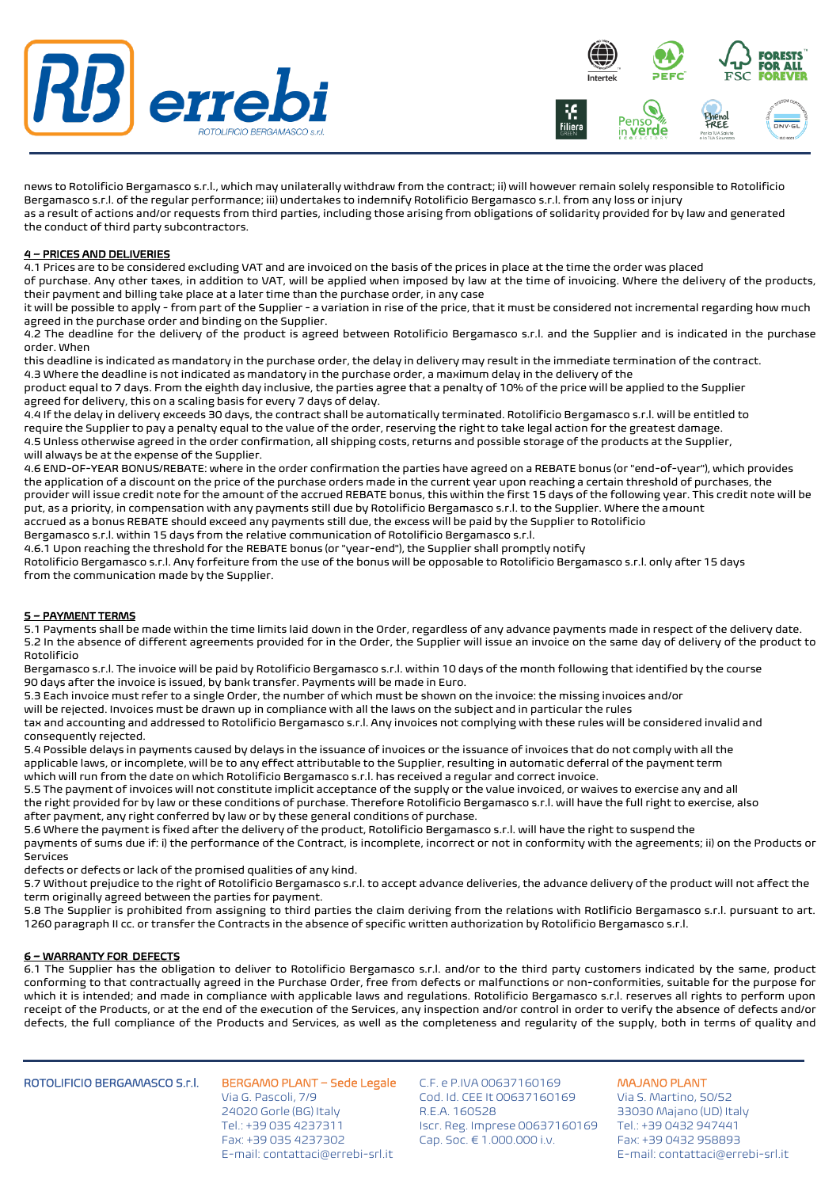news to Rotolificio Bergamasco s.r.l., which may unilaterally withdraw from the e contract; ii) will however remain solely responsible to Rotolificio Bergamasco s.r.l. of the regular performance; iii) undertakes to indemnify Rotolificio Bergamasco s.r.l. from any loss or injury as a result of actions and/or requests from third parties, including those arising from obligations of solidarity provided for by law and generated the conduct of third party subcontractors.

**4 – PRICES AND DELIVERIES**

4.1 Prices are to be considered excluding VAT and are invoiced on the basis of the prices in place at the time the order was placed of purchase. Any other taxes, in addition to VAT, will be applied when imposed by law at the time of invoicing. Where the delivery of the products, their payment and billing take place at a later time than the purchase order, in any case it will be possible to apply - from part of the Supplier - a variation in rise of the price, that it must be considered not incremental regarding how much agreed in the purchase order and binding on the Supplier.

4.2 The deadline for the delivery of the product is agreed between Rotolificio Bergamasco s.r.l. and the Supplier and is indicated in the purchase order. When this deadline is indicated as mandatory in the purchase order, the delay in delivery may result in the immediate termination of the contract.

4.3 Where the deadline is not indicated as mandatory in the purchase order, a maximum delay in the delivery of the product equal to 7 days. From the eighth day inclusive, the parties agree that a penalty of 10% of the price will be applied to the Supplier agreed for delivery, this on a scaling basis for every 7 days of delay.

4.4 If the delay in delivery exceeds 30 days, the contract shall be automatically terminated. Rotolificio Bergamasco s.r.l. will be entitled to require the Supplier to pay a penalty equal to the value of the order, reserving the right to take legal action for the greatest damage.

4.5 Unless otherwise agreed in the order confirmation, all shipping costs, returns and possible storage of the products at the Supplier, will always be at the expense of the Supplier.

4.6 END-OF-YEAR BONUS/REBATE: where in the order confirmation the parties have agreed on a REBATE bonus (or "end-of-year"), which provides the application of a discount on the price of the purchase orders made in the current year upon reaching a certain threshold of purchases, the provider will issue credit note for the amount of the accrued REBATE bonus, this within the first 15 days of the following year. This credit note will be put, as a priority, in compensation with any payments still due by Rotolificio Bergamasco s.r.l. to the Supplier. Where the amount accrued as a bonus REBATE should exceed any payments still due, the excess will be paid by the Supplier to Rotolificio Bergamasco s.r.l. within 15 days from the relative communication of Rotolificio Bergamasco s.r.l.

4.6.1 Upon reaching the threshold for the REBATE bonus (or "year-end"), the Supplier shall promptly notify Rotolificio Bergamasco s.r.l. Any forfeiture from the use of the bonus will be opposable to Rotolificio Bergamasco s.r.l. only after 15 days from the communication made by the Supplier.

**5 – PAYMENT TERMS**

5.1 Payments shall be made within the time limits laid down in the Order, regardless of any advance payments made in respect of the delivery date.

5.2 In the absence of different agreements provided for in the Order, the Supplier will issue an invoice on the same day of delivery of the product to Rotolificio Bergamasco s.r.l. The invoice will be paid by Rotolificio Bergamasco s.r.l. within 10 days of the month following that identified by the course 90 days after the invoice is issued, by bank transfer. Payments will be made in Euro.

5.3 Each invoice must refer to a single Order, the number of which must be shown on the invoice: the missing invoices and/or will be rejected. Invoices must be drawn up in compliance with all the laws on the subject and in particular the rules tax and accounting and addressed to Rotolificio Bergamasco s.r.l. Any invoices not complying with these rules will be considered invalid and consequently rejected.

5.4 Possible delays in payments caused by delays in the issuance of invoices or the issuance of invoices that do not comply with all the applicable laws, or incomplete, will be to any effect attributable to the Supplier, resulting in automatic deferral of the payment term which will run from the date on which Rotolificio Bergamasco s.r.l. has received a regular and correct invoice.

5.5 The payment of invoices will not constitute implicit acceptance of the supply or the value invoiced, or waives to exercise any and all the right provided for by law or these conditions of purchase. Therefore Rotolificio Bergamasco s.r.l. will have the full right to exercise, also after payment, any right conferred by law or by these general conditions of purchase.

5.6 Where the payment is fixed after the delivery of the product, Rotolificio Bergamasco s.r.l. will have the right to suspend the payments of sums due if: i) the performance of the Contract, is incomplete, incorrect or not in conformity with the agreements; ii) on the Products or Services defects or defects or lack of the promised qualities of any kind.

5.7 Without prejudice to the right of Rotolificio Bergamasco s.r.l. to accept advance deliveries, the advance delivery of the product will not affect the term originally agreed between the parties for payment.

5.8 The Supplier is prohibited from assigning to third parties the claim deriving from the relations with Rotlificio Bergamasco s.r.l. pursuant to art. 1260 paragraph II cc. or transfer the Contracts in the absence of specific written authorization by Rotolificio Bergamasco s.r.l.

**6 – WARRANTY FOR DEFECTS**

6.1 The Supplier has the obligation to deliver to Rotolificio Bergamasco s.r.l. and/or to the third party customers indicated by the same, product conforming to that contractually agreed in the Purchase Order, free from defects or malfunctions or non-conformities, suitable for the purpose for which it is intended; and made in compliance with applicable laws and regulations. Rotolificio Bergamasco s.r.l. reserves all rights to perform upon receipt of the Products, or at the end of the execution of the Services, any inspection and/or control in order to verify the absence of defects and/or defects, the full compliance of the Products and Services, as well as the completeness and regularity of the supply, both in terms of quality and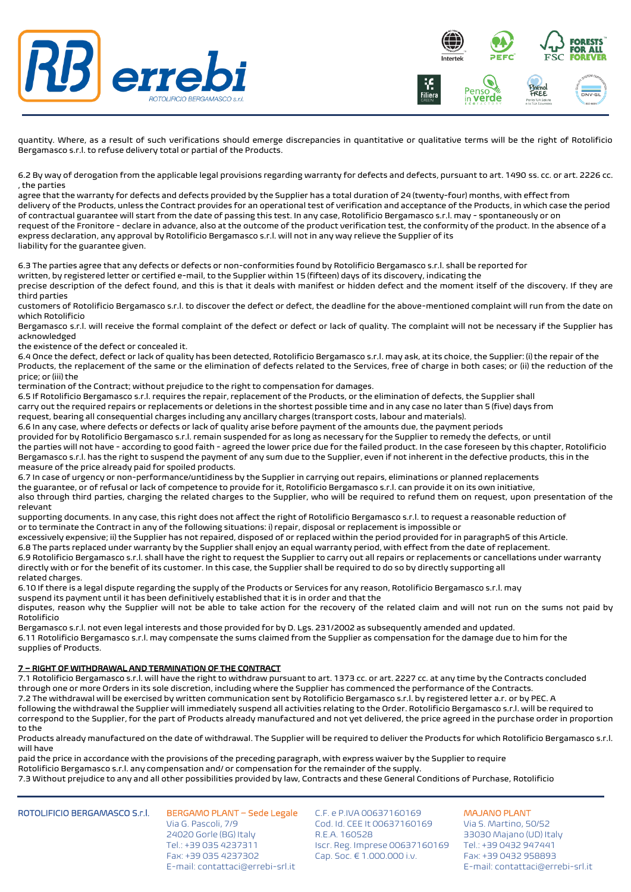quantity. Where, as a result of such verifications should emerge discrepancies in quantitative or qualitative terms will be the right of Rotolificio Bergamasco s.r.l. to refuse delivery total or partial of the Products.

6.2 By way of derogation from the applicable legal provisions regarding warranty for defects and defects, pursuant to art. 1490 ss. cc. or art. 2226 cc. , the parties agree that the warranty for defects and defects provided by the Supplier has a total duration of 24 (twenty-four) months, with effect from delivery of the Products, unless the Contract provides for an operational test of verification and acceptance of the Products, in which case the period of contractual guarantee will start from the date of passing this test. In any case, Rotolificio Bergamasco s.r.l. may - spontaneously or on request of the Fronitore - declare in advance, also at the outcome of the product verification test, the conformity of the product. In the absence of a express declaration, any approval by Rotolificio Bergamasco s.r.l. will not in any way relieve the Supplier of its liability for the guarantee given.

6.3 The parties agree that any defects or defects or non-conformities found by Rotolificio Bergamasco s.r.l. shall be reported for written, by registered letter or certified e-mail, to the Supplier within 15 (fifteen) days of its discovery, indicating the precise description of the defect found, and this is that it deals with manifest or hidden defect and the moment itself of the discovery. If they are third parties customers of Rotolificio Bergamasco s.r.l. to discover the defect or defect, the deadline for the above-mentioned complaint will run from the date on which Rotolificio Bergamasco s.r.l. will receive the formal complaint of the defect or defect or lack of quality. The complaint will not be necessary if the Supplier has acknowledged the existence of the defect or concealed it.

6.4 Once the defect, defect or lack of quality has been detected, Rotolificio Bergamasco s.r.l. may ask, at its choice, the Supplier: (i) the repair of the Products, the replacement of the same or the elimination of defects related to the Services, free of charge in both cases; or (ii) the reduction of the price; or (iii) the termination of the Contract; without prejudice to the right to compensation for damages.

6.5 If Rotolificio Bergamasco s.r.l. requires the repair, replacement of the Products, or the elimination of defects, the Supplier shall carry out the required repairs or replacements or deletions in the shortest possible time and in any case no later than 5 (five) days from request, bearing all consequential charges including any ancillary charges (transport costs, labour and materials).

6.6 In any case, where defects or defects or lack of quality arise before payment of the amounts due, the payment periods provided for by Rotolificio Bergamasco s.r.l. remain suspended for as long as necessary for the Supplier to remedy the defects, or until the parties will not have - according to good faith - agreed the lower price due for the failed product. In the case foreseen by this chapter, Rotolificio Bergamasco s.r.l. has the right to suspend the payment of any sum due to the Supplier, even if not inherent in the defective products, this in the measure of the price already paid for spoiled products.

6.7 In case of urgency or non-performance/untidiness by the Supplier in carrying out repairs, eliminations or planned replacements the guarantee, or of refusal or lack of competence to provide for it, Rotolificio Bergamasco s.r.l. can provide it on its own initiative, also through third parties, charging the related charges to the Supplier, who will be required to refund them on request, upon presentation of the relevant supporting documents. In any case, this right does not affect the right of Rotolificio Bergamasco s.r.l. to request a reasonable reduction of or to terminate the Contract in any of the following situations: i) repair, disposal or replacement is impossible or excessively expensive; ii) the Supplier has not repaired, disposed of or replaced within the period provided for in paragraph5 of this Article.

6.8 The parts replaced under warranty by the Supplier shall enjoy an equal warranty period, with effect from the date of replacement.

6.9 Rotolificio Bergamasco s.r.l. shall have the right to request the Supplier to carry out all repairs or replacements or cancellations under warranty directly with or for the benefit of its customer. In this case, the Supplier shall be required to do so by directly supporting all related charges.

6.10 If there is a legal dispute regarding the supply of the Products or Services for any reason, Rotolificio Bergamasco s.r.l. may suspend its payment until it has been definitively established that it is in order and that the disputes, reason why the Supplier will not be able to take action for the recovery of the related claim and will not run on the sums not paid by Rotolificio Bergamasco s.r.l. not even legal interests and those provided for by D. Lgs. 231/2002 as subsequently amended and updated.

6.11 Rotolificio Bergamasco s.r.l. may compensate the sums claimed from the Supplier as compensation for the damage due to him for the supplies of Products.

## 7 – RIGHT OF WITHDRAWAL AND TERMINATION OF THE CONTRACT

7.1 Rotolificio Bergamasco s.r.l. will have the right to withdraw pursuant to art. 1373 cc. or art. 2227 cc. at any time by the Contracts concluded through one or more Orders in its sole discretion, including where the Supplier has commenced the performance of the Contracts.

7.2 The withdrawal will be exercised by written communication sent by Rotolificio Bergamasco s.r.l. by registered letter a.r. or by PEC. A following the withdrawal the Supplier will immediately suspend all activities relating to the Order. Rotolificio Bergamasco s.r.l. will be required to correspond to the Supplier, for the part of Products already manufactured and not yet delivered, the price agreed in the purchase order in proportion to the Products already manufactured on the date of withdrawal. The Supplier will be required to deliver the Products for which Rotolificio Bergamasco s.r.l. will have paid the price in accordance with the provisions of the preceding paragraph, with express waiver by the Supplier to require Rotolificio Bergamasco s.r.l. any compensation and/ or compensation for the remainder of the supply.

7.3 Without prejudice to any and all other possibilities provided by law, Contracts and these General Conditions of Purchase, Rotolificio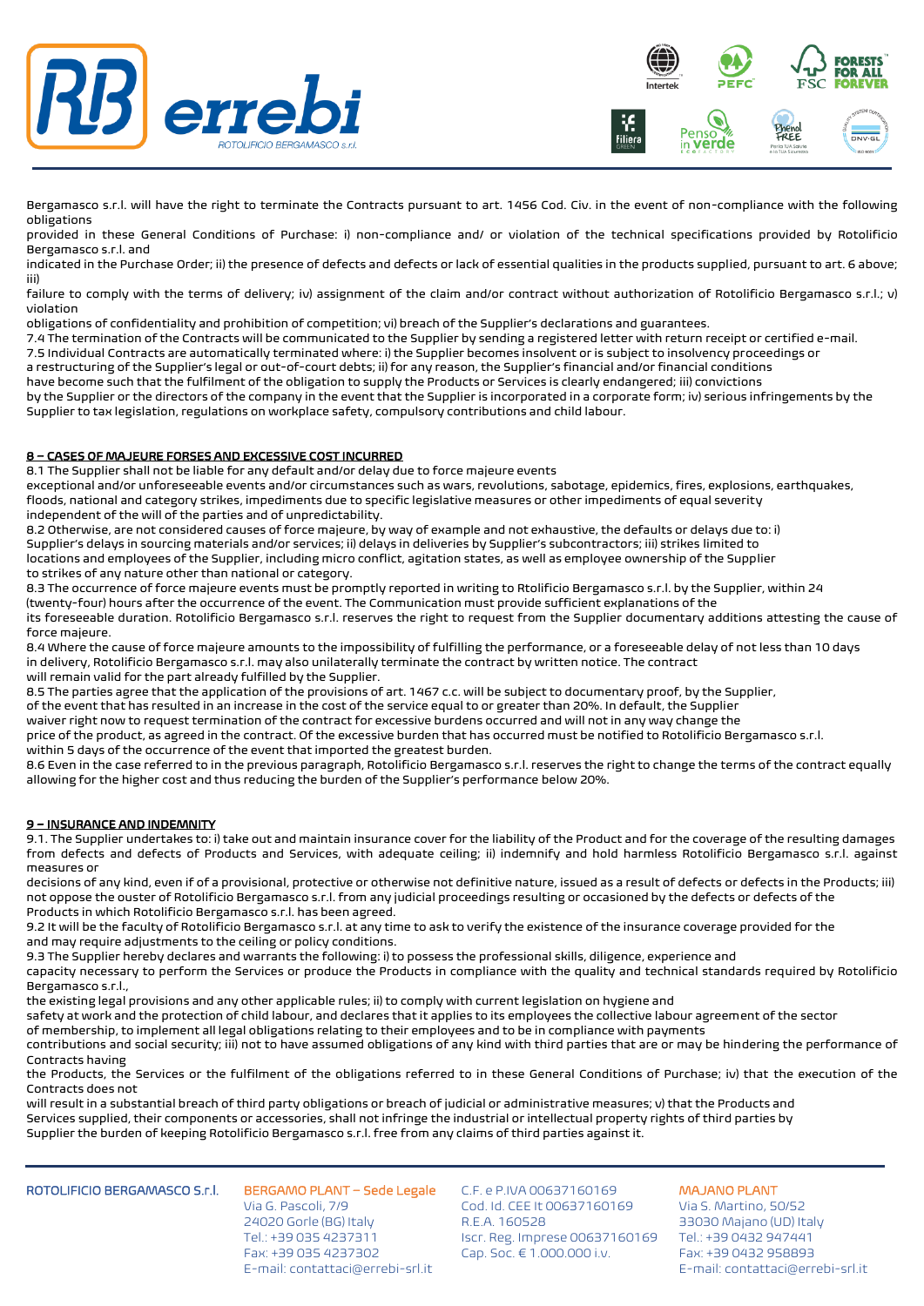Bergamasco s.r.l. will have the right to terminate the Contracts pursuant to art. 1456 Cod. Civ. in the event of non-compliance with the following obligations
provided in these General Conditions of Purchase: i) non-compliance and/ or violation of the technical specifications provided by Rotolificio Bergamasco s.r.l. and
indicated in the Purchase Order; ii) the presence of defects and defects or lack of essential qualities in the products supplied, pursuant to art. 6 above; iii)
failure to comply with the terms of delivery; iv) assignment of the claim and/or contract without authorization of Rotolificio Bergamasco s.r.l.; v) violation
obligations of confidentiality and prohibition of competition; vi) breach of the Supplier's declarations and guarantees.
7.4 The termination of the Contracts will be communicated to the Supplier by sending a registered letter with return receipt or certified e-mail.
7.5 Individual Contracts are automatically terminated where: i) the Supplier becomes insolvent or is subject to insolvency proceedings or
a restructuring of the Supplier's legal or out-of-court debts; ii) for any reason, the Supplier's financial and/or financial conditions
have become such that the fulfilment of the obligation to supply the Products or Services is clearly endangered; iii) convictions
by the Supplier or the directors of the company in the event that the Supplier is incorporated in a corporate form; iv) serious infringements by the Supplier to tax legislation, regulations on workplace safety, compulsory contributions and child labour.

**8 – CASES OF MAJEURE FORSES AND EXCESSIVE COST INCURRED**

8.1 The Supplier shall not be liable for any default and/or delay due to force majeure events
exceptional and/or unforeseeable events and/or circumstances such as wars, revolutions, sabotage, epidemics, fires, explosions, earthquakes, floods, national and category strikes, impediments due to specific legislative measures or other impediments of equal severity
independent of the will of the parties and of unpredictability.
8.2 Otherwise, are not considered causes of force majeure, by way of example and not exhaustive, the defaults or delays due to: i) Supplier's delays in sourcing materials and/or services; ii) delays in deliveries by Supplier's subcontractors; iii) strikes limited to
locations and employees of the Supplier, including micro conflict, agitation states, as well as employee ownership of the Supplier
to strikes of any nature other than national or category.
8.3 The occurrence of force majeure events must be promptly reported in writing to Rtolificio Bergamasco s.r.l. by the Supplier, within 24 (twenty-four) hours after the occurrence of the event. The Communication must provide sufficient explanations of the
its foreseeable duration. Rotolificio Bergamasco s.r.l. reserves the right to request from the Supplier documentary additions attesting the cause of force majeure.
8.4 Where the cause of force majeure amounts to the impossibility of fulfilling the performance, or a foreseeable delay of not less than 10 days in delivery, Rotolificio Bergamasco s.r.l. may also unilaterally terminate the contract by written notice. The contract
will remain valid for the part already fulfilled by the Supplier.
8.5 The parties agree that the application of the provisions of art. 1467 c.c. will be subject to documentary proof, by the Supplier,
of the event that has resulted in an increase in the cost of the service equal to or greater than 20%. In default, the Supplier
waiver right now to request termination of the contract for excessive burdens occurred and will not in any way change the
price of the product, as agreed in the contract. Of the excessive burden that has occurred must be notified to Rotolificio Bergamasco s.r.l.
within 5 days of the occurrence of the event that imported the greatest burden.
8.6 Even in the case referred to in the previous paragraph, Rotolificio Bergamasco s.r.l. reserves the right to change the terms of the contract equally allowing for the higher cost and thus reducing the burden of the Supplier's performance below 20%.

**9 – INSURANCE AND INDEMNITY**

9.1. The Supplier undertakes to: i) take out and maintain insurance cover for the liability of the Product and for the coverage of the resulting damages from defects and defects of Products and Services, with adequate ceiling; ii) indemnify and hold harmless Rotolificio Bergamasco s.r.l. against measures or
decisions of any kind, even if of a provisional, protective or otherwise not definitive nature, issued as a result of defects or defects in the Products; iii) not oppose the ouster of Rotolificio Bergamasco s.r.l. from any judicial proceedings resulting or occasioned by the defects or defects of the
Products in which Rotolificio Bergamasco s.r.l. has been agreed.
9.2 It will be the faculty of Rotolificio Bergamasco s.r.l. at any time to ask to verify the existence of the insurance coverage provided for the
and may require adjustments to the ceiling or policy conditions.
9.3 The Supplier hereby declares and warrants the following: i) to possess the professional skills, diligence, experience and
capacity necessary to perform the Services or produce the Products in compliance with the quality and technical standards required by Rotolificio Bergamasco s.r.l.,
the existing legal provisions and any other applicable rules; ii) to comply with current legislation on hygiene and
safety at work and the protection of child labour, and declares that it applies to its employees the collective labour agreement of the sector
of membership, to implement all legal obligations relating to their employees and to be in compliance with payments
contributions and social security; iii) not to have assumed obligations of any kind with third parties that are or may be hindering the performance of Contracts having
the Products, the Services or the fulfilment of the obligations referred to in these General Conditions of Purchase; iv) that the execution of the Contracts does not
will result in a substantial breach of third party obligations or breach of judicial or administrative measures; v) that the Products and
Services supplied, their components or accessories, shall not infringe the industrial or intellectual property rights of third parties by
Supplier the burden of keeping Rotolificio Bergamasco s.r.l. free from any claims of third parties against it.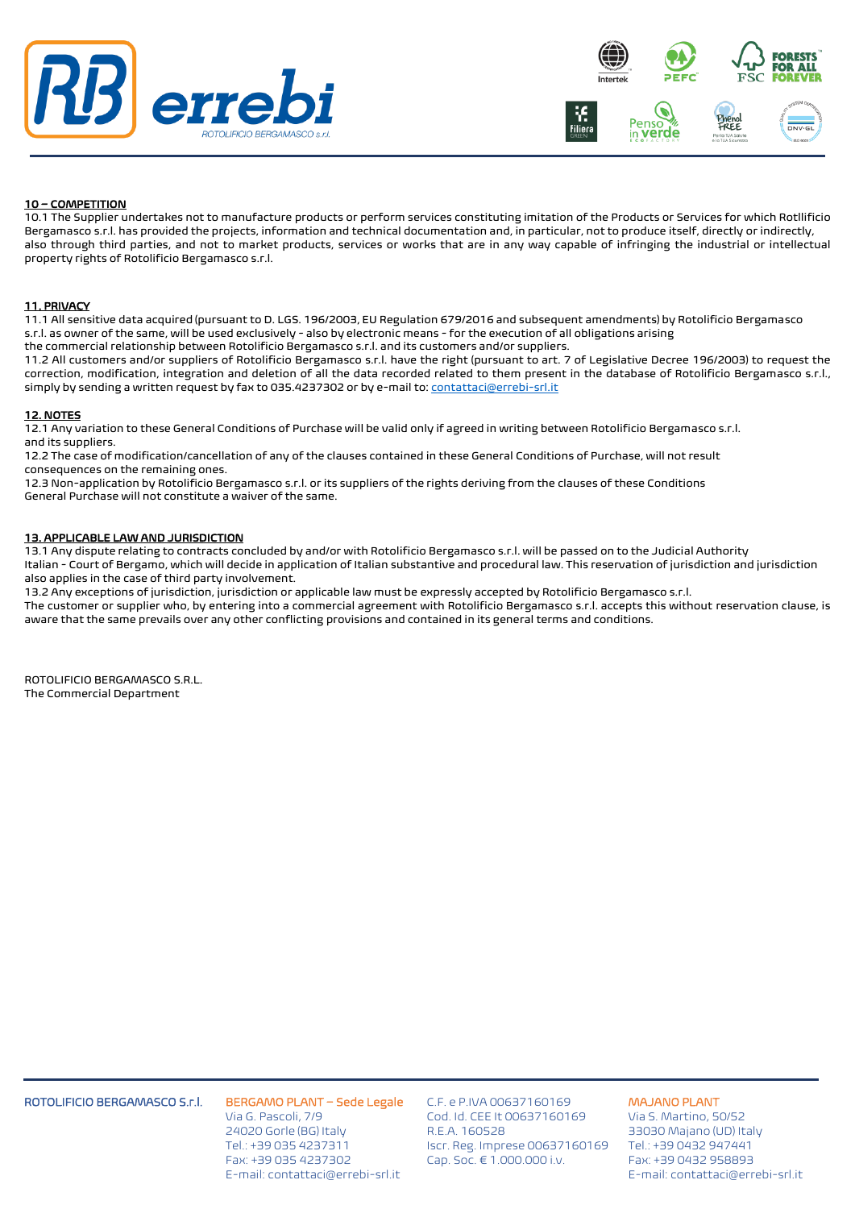**10 – COMPETITION**

10.1 The Supplier undertakes not to manufacture products or perform services constituting imitation of the Products or Services for which Rotlifficio Bergamasco s.r.l. has provided the projects, information and technical documentation and, in particular, not to produce itself, directly or indirectly, also through third parties, and not to market products, services or works that are in any way capable of infringing the industrial or intellectual property rights of Rotolificio Bergamasco s.r.l.

**11. PRIVACY**

11.1 All sensitive data acquired (pursuant to D. LGS. 196/2003, EU Regulation 679/2016 and subsequent amendments) by Rotolificio Bergamasco s.r.l. as owner of the same, will be used exclusively - also by electronic means - for the execution of all obligations arising the commercial relationship between Rotolificio Bergamasco s.r.l. and its customers and/or suppliers.

11.2 All customers and/or suppliers of Rotolificio Bergamasco s.r.l. have the right (pursuant to art. 7 of Legislative Decree 196/2003) to request the correction, modification, integration and deletion of all the data recorded related to them present in the database of Rotolificio Bergamasco s.r.l., simply by sending a written request by fax to 035.4237302 or by e-mail to: contattaci@errebi-srl.it

**12. NOTES**

12.1 Any variation to these General Conditions of Purchase will be valid only if agreed in writing between Rotolificio Bergamasco s.r.l. and its suppliers.

12.2 The case of modification/cancellation of any of the clauses contained in these General Conditions of Purchase, will not result consequences on the remaining ones.

12.3 Non-application by Rotolificio Bergamasco s.r.l. or its suppliers of the rights deriving from the clauses of these Conditions General Purchase will not constitute a waiver of the same.

**13. APPLICABLE LAW AND JURISDICTION**

13.1 Any dispute relating to contracts concluded by and/or with Rotolificio Bergamasco s.r.l. will be passed on to the Judicial Authority Italian - Court of Bergamo, which will decide in application of Italian substantive and procedural law. This reservation of jurisdiction and jurisdiction also applies in the case of third party involvement.

13.2 Any exceptions of jurisdiction, jurisdiction or applicable law must be expressly accepted by Rotolificio Bergamasco s.r.l.

The customer or supplier who, by entering into a commercial agreement with Rotolificio Bergamasco s.r.l. accepts this without reservation clause, is aware that the same prevails over any other conflicting provisions and contained in its general terms and conditions.

ROTOLIFICIO BERGAMASCO S.R.L.
The Commercial Department